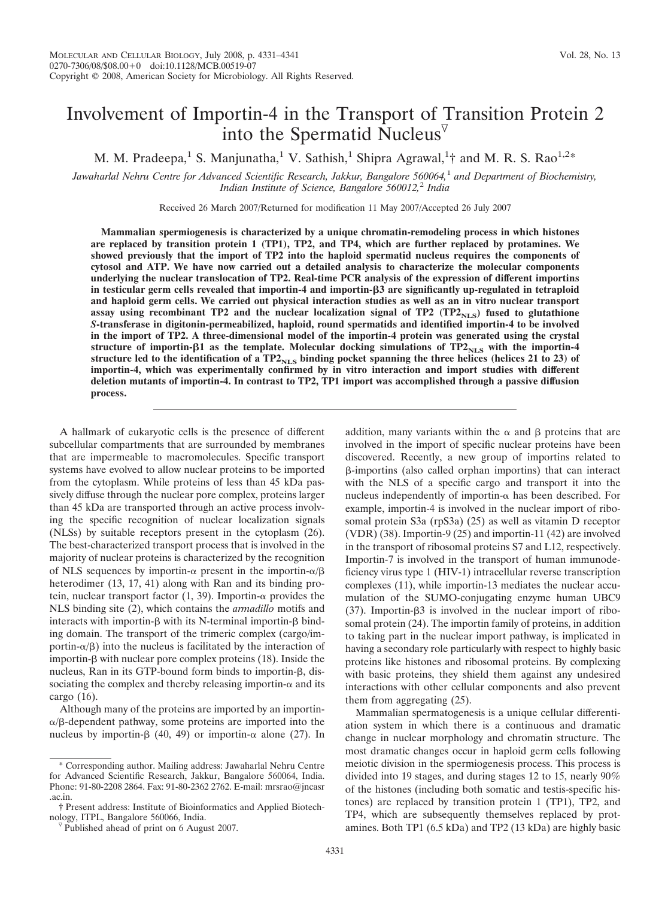# Involvement of Importin-4 in the Transport of Transition Protein 2 into the Spermatid Nucleus▽

M. M. Pradeepa,[1] S. Manjunatha,[1] V. Sathish,[1] Shipra Agrawal,[1]† and M. R. S. Rao[1,2]*

*Jawaharlal Nehru Centre for Advanced Scientific Research, Jakkur, Bangalore 560064,[1] and Department of Biochemistry, Indian Institute of Science, Bangalore 560012,[2] India*

Received 26 March 2007/Returned for modification 11 May 2007/Accepted 26 July 2007

**Mammalian spermiogenesis is characterized by a unique chromatin-remodeling process in which histones are replaced by transition protein 1 (TP1), TP2, and TP4, which are further replaced by protamines. We showed previously that the import of TP2 into the haploid spermatid nucleus requires the components of cytosol and ATP. We have now carried out a detailed analysis to characterize the molecular components underlying the nuclear translocation of TP2. Real-time PCR analysis of the expression of different importins in testicular germ cells revealed that importin-4 and importin-β3 are significantly up-regulated in tetraploid and haploid germ cells. We carried out physical interaction studies as well as an in vitro nuclear transport assay using recombinant TP2 and the nuclear localization signal of TP2 ($TP2_{NLS}$) fused to glutathione *S*-transferase in digitonin-permeabilized, haploid, round spermatids and identified importin-4 to be involved in the import of TP2. A three-dimensional model of the importin-4 protein was generated using the crystal structure of importin-β1 as the template. Molecular docking simulations of $TP2_{NLS}$ with the importin-4 structure led to the identification of a $TP2_{NLS}$ binding pocket spanning the three helices (helices 21 to 23) of importin-4, which was experimentally confirmed by in vitro interaction and import studies with different deletion mutants of importin-4. In contrast to TP2, TP1 import was accomplished through a passive diffusion process.**

A hallmark of eukaryotic cells is the presence of different subcellular compartments that are surrounded by membranes that are impermeable to macromolecules. Specific transport systems have evolved to allow nuclear proteins to be imported from the cytoplasm. While proteins of less than 45 kDa passively diffuse through the nuclear pore complex, proteins larger than 45 kDa are transported through an active process involving the specific recognition of nuclear localization signals (NLSs) by suitable receptors present in the cytoplasm (26). The best-characterized transport process that is involved in the majority of nuclear proteins is characterized by the recognition of NLS sequences by importin-α present in the importin-α/β heterodimer (13, 17, 41) along with Ran and its binding protein, nuclear transport factor (1, 39). Importin-α provides the NLS binding site (2), which contains the *armadillo* motifs and interacts with importin-β with its N-terminal importin-β binding domain. The transport of the trimeric complex (cargo/importin-α/β) into the nucleus is facilitated by the interaction of importin-β with nuclear pore complex proteins (18). Inside the nucleus, Ran in its GTP-bound form binds to importin-β, dissociating the complex and thereby releasing importin-α and its cargo (16).

Although many of the proteins are imported by an importin-α/β-dependent pathway, some proteins are imported into the nucleus by importin-β (40, 49) or importin-α alone (27). In addition, many variants within the α and β proteins that are involved in the import of specific nuclear proteins have been discovered. Recently, a new group of importins related to β-importins (also called orphan importins) that can interact with the NLS of a specific cargo and transport it into the nucleus independently of importin-α has been described. For example, importin-4 is involved in the nuclear import of ribosomal protein S3a (rpS3a) (25) as well as vitamin D receptor (VDR) (38). Importin-9 (25) and importin-11 (42) are involved in the transport of ribosomal proteins S7 and L12, respectively. Importin-7 is involved in the transport of human immunodeficiency virus type 1 (HIV-1) intracellular reverse transcription complexes (11), while importin-13 mediates the nuclear accumulation of the SUMO-conjugating enzyme human UBC9 (37). Importin-β3 is involved in the nuclear import of ribosomal protein (24). The importin family of proteins, in addition to taking part in the nuclear import pathway, is implicated in having a secondary role particularly with respect to highly basic proteins like histones and ribosomal proteins. By complexing with basic proteins, they shield them against any undesired interactions with other cellular components and also prevent them from aggregating (25).

Mammalian spermatogenesis is a unique cellular differentiation system in which there is a continuous and dramatic change in nuclear morphology and chromatin structure. The most dramatic changes occur in haploid germ cells following meiotic division in the spermiogenesis process. This process is divided into 19 stages, and during stages 12 to 15, nearly 90% of the histones (including both somatic and testis-specific histones) are replaced by transition protein 1 (TP1), TP2, and TP4, which are subsequently themselves replaced by protamines. Both TP1 (6.5 kDa) and TP2 (13 kDa) are highly basic

---

* Corresponding author. Mailing address: Jawaharlal Nehru Centre for Advanced Scientific Research, Jakkur, Bangalore 560064, India. Phone: 91-80-2208 2864. Fax: 91-80-2362 2762. E-mail: mrsrao@jncasr.ac.in.

† Present address: Institute of Bioinformatics and Applied Biotechnology, ITPL, Bangalore 560066, India.

▽ Published ahead of print on 6 August 2007.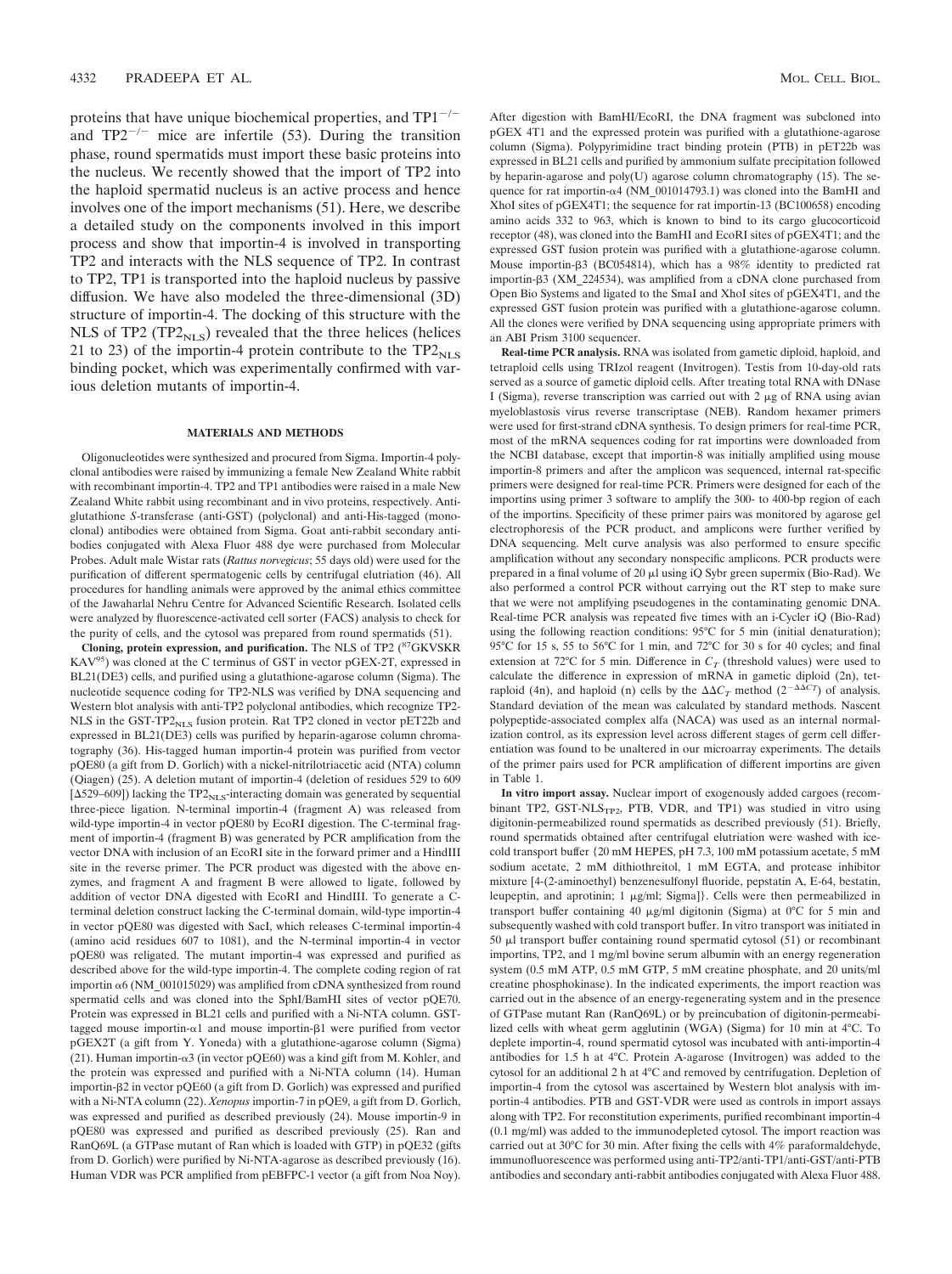proteins that have unique biochemical properties, and $TP1^{-/-}$ and $TP2^{-/-}$ mice are infertile (53). During the transition phase, round spermatids must import these basic proteins into the nucleus. We recently showed that the import of TP2 into the haploid spermatid nucleus is an active process and hence involves one of the import mechanisms (51). Here, we describe a detailed study on the components involved in this import process and show that importin-4 is involved in transporting TP2 and interacts with the NLS sequence of TP2. In contrast to TP2, TP1 is transported into the haploid nucleus by passive diffusion. We have also modeled the three-dimensional (3D) structure of importin-4. The docking of this structure with the NLS of TP2 ($TP2_{NLS}$) revealed that the three helices (helices 21 to 23) of the importin-4 protein contribute to the $TP2_{NLS}$ binding pocket, which was experimentally confirmed with various deletion mutants of importin-4.

## MATERIALS AND METHODS

Oligonucleotides were synthesized and procured from Sigma. Importin-4 polyclonal antibodies were raised by immunizing a female New Zealand White rabbit with recombinant importin-4. TP2 and TP1 antibodies were raised in a male New Zealand White rabbit using recombinant and in vivo proteins, respectively. Antiglutathione *S*-transferase (anti-GST) (polyclonal) and anti-His-tagged (monoclonal) antibodies were obtained from Sigma. Goat anti-rabbit secondary antibodies conjugated with Alexa Fluor 488 dye were purchased from Molecular Probes. Adult male Wistar rats (*Rattus norvegicus*; 55 days old) were used for the purification of different spermatogenic cells by centrifugal elutriation (46). All procedures for handling animals were approved by the animal ethics committee of the Jawaharlal Nehru Centre for Advanced Scientific Research. Isolated cells were analyzed by fluorescence-activated cell sorter (FACS) analysis to check for the purity of cells, and the cytosol was prepared from round spermatids (51).

**Cloning, protein expression, and purification.** The NLS of TP2 ([87]GKVSKR KAV[95]) was cloned at the C terminus of GST in vector pGEX-2T, expressed in BL21(DE3) cells, and purified using a glutathione-agarose column (Sigma). The nucleotide sequence coding for TP2-NLS was verified by DNA sequencing and Western blot analysis with anti-TP2 polyclonal antibodies, which recognize TP2-NLS in the GST-$TP2_{NLS}$ fusion protein. Rat TP2 cloned in vector pET22b and expressed in BL21(DE3) cells was purified by heparin-agarose column chromatography (36). His-tagged human importin-4 protein was purified from vector pQE80 (a gift from D. Gorlich) with a nickel-nitrilotriacetic acid (NTA) column (Qiagen) (25). A deletion mutant of importin-4 (deletion of residues 529 to 609 [Δ529–609]) lacking the $TP2_{NLS}$-interacting domain was generated by sequential three-piece ligation. N-terminal importin-4 (fragment A) was released from wild-type importin-4 in vector pQE80 by EcoRI digestion. The C-terminal fragment of importin-4 (fragment B) was generated by PCR amplification from the vector DNA with inclusion of an EcoRI site in the forward primer and a HindIII site in the reverse primer. The PCR product was digested with the above enzymes, and fragment A and fragment B were allowed to ligate, followed by addition of vector DNA digested with EcoRI and HindIII. To generate a C-terminal deletion construct lacking the C-terminal domain, wild-type importin-4 in vector pQE80 was digested with SacI, which releases C-terminal importin-4 (amino acid residues 607 to 1081), and the N-terminal importin-4 in vector pQE80 was religated. The mutant importin-4 was expressed and purified as described above for the wild-type importin-4. The complete coding region of rat importin α6 (NM_001015029) was amplified from cDNA synthesized from round spermatid cells and was cloned into the SphI/BamHI sites of vector pQE70. Protein was expressed in BL21 cells and purified with a Ni-NTA column. GST-tagged mouse importin-α1 and mouse importin-β1 were purified from vector pGEX2T (a gift from Y. Yoneda) with a glutathione-agarose column (Sigma) (21). Human importin-α3 (in vector pQE60) was a kind gift from M. Kohler, and the protein was expressed and purified with a Ni-NTA column (14). Human importin-β2 in vector pQE60 (a gift from D. Gorlich) was expressed and purified with a Ni-NTA column (22). *Xenopus* importin-7 in pQE9, a gift from D. Gorlich, was expressed and purified as described previously (24). Mouse importin-9 in pQE80 was expressed and purified as described previously (25). Ran and RanQ69L (a GTPase mutant of Ran which is loaded with GTP) in pQE32 (gifts from D. Gorlich) were purified by Ni-NTA-agarose as described previously (16). Human VDR was PCR amplified from pEBFPC-1 vector (a gift from Noa Noy). After digestion with BamHI/EcoRI, the DNA fragment was subcloned into pGEX 4T1 and the expressed protein was purified with a glutathione-agarose column (Sigma). Polypyrimidine tract binding protein (PTB) in pET22b was expressed in BL21 cells and purified by ammonium sulfate precipitation followed by heparin-agarose and poly(U) agarose column chromatography (15). The sequence for rat importin-α4 (NM_001014793.1) was cloned into the BamHI and XhoI sites of pGEX4T1; the sequence for rat importin-13 (BC100658) encoding amino acids 332 to 963, which is known to bind to its cargo glucocorticoid receptor (48), was cloned into the BamHI and EcoRI sites of pGEX4T1; and the expressed GST fusion protein was purified with a glutathione-agarose column. Mouse importin-β3 (BC054814), which has a 98% identity to predicted rat importin-β3 (XM_224534), was amplified from a cDNA clone purchased from Open Bio Systems and ligated to the SmaI and XhoI sites of pGEX4T1, and the expressed GST fusion protein was purified with a glutathione-agarose column. All the clones were verified by DNA sequencing using appropriate primers with an ABI Prism 3100 sequencer.

**Real-time PCR analysis.** RNA was isolated from gametic diploid, haploid, and tetraploid cells using TRIzol reagent (Invitrogen). Testis from 10-day-old rats served as a source of gametic diploid cells. After treating total RNA with DNase I (Sigma), reverse transcription was carried out with 2 μg of RNA using avian myeloblastosis virus reverse transcriptase (NEB). Random hexamer primers were used for first-strand cDNA synthesis. To design primers for real-time PCR, most of the mRNA sequences coding for rat importins were downloaded from the NCBI database, except that importin-8 was initially amplified using mouse importin-8 primers and after the amplicon was sequenced, internal rat-specific primers were designed for real-time PCR. Primers were designed for each of the importins using primer 3 software to amplify the 300- to 400-bp region of each of the importins. Specificity of these primer pairs was monitored by agarose gel electrophoresis of the PCR product, and amplicons were further verified by DNA sequencing. Melt curve analysis was also performed to ensure specific amplification without any secondary nonspecific amplicons. PCR products were prepared in a final volume of 20 μl using iQ Sybr green supermix (Bio-Rad). We also performed a control PCR without carrying out the RT step to make sure that we were not amplifying pseudogenes in the contaminating genomic DNA. Real-time PCR analysis was repeated five times with an i-Cycler iQ (Bio-Rad) using the following reaction conditions: 95°C for 5 min (initial denaturation); 95°C for 15 s, 55 to 56°C for 1 min, and 72°C for 30 s for 40 cycles; and final extension at 72°C for 5 min. Difference in $C_T$ (threshold values) were used to calculate the difference in expression of mRNA in gametic diploid (2n), tetraploid (4n), and haploid (n) cells by the $\Delta\Delta C_T$ method ($2^{-\Delta\Delta C_T}$) of analysis. Standard deviation of the mean was calculated by standard methods. Nascent polypeptide-associated complex alfa (NACA) was used as an internal normalization control, as its expression level across different stages of germ cell differentiation was found to be unaltered in our microarray experiments. The details of the primer pairs used for PCR amplification of different importins are given in Table 1.

**In vitro import assay.** Nuclear import of exogenously added cargoes (recombinant TP2, GST-$NLS_{TP2}$, PTB, VDR, and TP1) was studied in vitro using digitonin-permeabilized round spermatids as described previously (51). Briefly, round spermatids obtained after centrifugal elutriation were washed with icecold transport buffer {20 mM HEPES, pH 7.3, 100 mM potassium acetate, 5 mM sodium acetate, 2 mM dithiothreitol, 1 mM EGTA, and protease inhibitor mixture [4-(2-aminoethyl) benzenesulfonyl fluoride, pepstatin A, E-64, bestatin, leupeptin, and aprotinin; 1 μg/ml; Sigma]}. Cells were then permeabilized in transport buffer containing 40 μg/ml digitonin (Sigma) at 0°C for 5 min and subsequently washed with cold transport buffer. In vitro transport was initiated in 50 μl transport buffer containing round spermatid cytosol (51) or recombinant importins, TP2, and 1 mg/ml bovine serum albumin with an energy regeneration system (0.5 mM ATP, 0.5 mM GTP, 5 mM creatine phosphate, and 20 units/ml creatine phosphokinase). In the indicated experiments, the import reaction was carried out in the absence of an energy-regenerating system and in the presence of GTPase mutant Ran (RanQ69L) or by preincubation of digitonin-permeabilized cells with wheat germ agglutinin (WGA) (Sigma) for 10 min at 4°C. To deplete importin-4, round spermatid cytosol was incubated with anti-importin-4 antibodies for 1.5 h at 4°C. Protein A-agarose (Invitrogen) was added to the cytosol for an additional 2 h at 4°C and removed by centrifugation. Depletion of importin-4 from the cytosol was ascertained by Western blot analysis with importin-4 antibodies. PTB and GST-VDR were used as controls in import assays along with TP2. For reconstitution experiments, purified recombinant importin-4 (0.1 mg/ml) was added to the immunodepleted cytosol. The import reaction was carried out at 30°C for 30 min. After fixing the cells with 4% paraformaldehyde, immunofluorescence was performed using anti-TP2/anti-TP1/anti-GST/anti-PTB antibodies and secondary anti-rabbit antibodies conjugated with Alexa Fluor 488.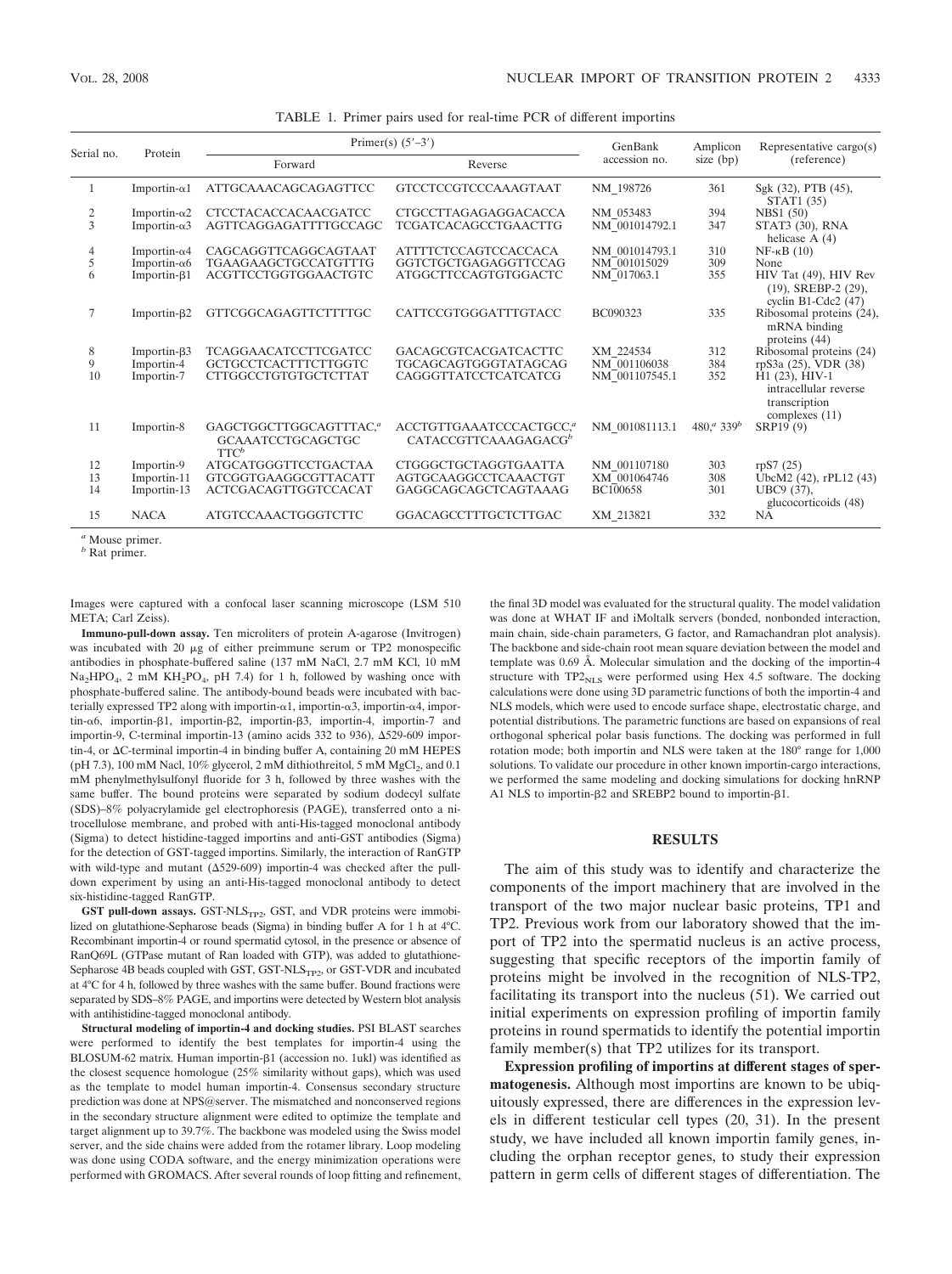TABLE 1. Primer pairs used for real-time PCR of different importins

| Serial no. | Protein | Primer(s) (5′–3′) Forward | Primer(s) (5′–3′) Reverse | GenBank accession no. | Amplicon size (bp) | Representative cargo(s) (reference) |
|---|---|---|---|---|---|---|
| 1 | Importin-α1 | ATTGCAAACAGCAGAGTTCC | GTCCTCCGTCCCAAAGTAAT | NM_198726 | 361 | Sgk (32), PTB (45), STAT1 (35) |
| 2 | Importin-α2 | CTCCTACACCACAACGATCC | CTGCCTTAGAGAGGACACCA | NM_053483 | 394 | NBS1 (50) |
| 3 | Importin-α3 | AGTTCAGGAGATTTTGCCAGC | TCGATCACAGCCTGAACTTG | NM_001014792.1 | 347 | STAT3 (30), RNA helicase A (4) |
| 4 | Importin-α4 | CAGCAGGTTCAGGCAGTAAT | ATTTTCTCCAGTCCACCACA | NM_001014793.1 | 310 | NF-κB (10) |
| 5 | Importin-α6 | TGAAGAAGCTGCCATGTTTG | GGTCTGCTGAGAGGTTCCAG | NM_001015029 | 309 | None |
| 6 | Importin-β1 | ACGTTCCTGGTGGAACTGTC | ATGGCTTCCAGTGTGGACTC | NM_017063.1 | 355 | HIV Tat (49), HIV Rev (19), SREBP-2 (29), cyclin B1-Cdc2 (47) |
| 7 | Importin-β2 | GTTCGGCAGAGTTCTTTTGC | CATTCCGTGGGATTTGTACC | BC090323 | 335 | Ribosomal proteins (24), mRNA binding proteins (44) |
| 8 | Importin-β3 | TCAGGAACATCCTTCGATCC | GACAGCGTCACGATCACTTC | XM_224534 | 312 | Ribosomal proteins (24) |
| 9 | Importin-4 | GCTGCCTCACTTTCTTGGTC | TGCAGCAGTGGGTATAGCAG | NM_001106038 | 384 | rpS3a (25), VDR (38) |
| 10 | Importin-7 | CTTGGCCTGTGTGCTCTTAT | CAGGGTTATCCTCATCATCG | NM_001107545.1 | 352 | H1 (23), HIV-1 intracellular reverse transcription complexes (11) |
| 11 | Importin-8 | GAGCTGGCTTGGCAGTTTAC,[a] GCAAATCCTGCAGCTGCTTC[b] | ACCTGTTGAAATCCCACTGCC,[a] CATACCGTTCAAAGAGACG[b] | NM_001081113.1 | 480,[a] 339[b] | SRP19 (9) |
| 12 | Importin-9 | ATGCATGGGTTCCTGACTAA | CTGGGCTGCTAGGTGAATTA | NM_001107180 | 303 | rpS7 (25) |
| 13 | Importin-11 | GTCGGTGAAGGCGTTACATT | AGTGCAAGGCCTCAAACTGT | XM_001064746 | 308 | UbcM2 (42), rPL12 (43) |
| 14 | Importin-13 | ACTCGACAGTTGGTCCACAT | GAGGCAGCAGCTCAGTAAAG | BC100658 | 301 | UBC9 (37), glucocorticoids (48) |
| 15 | NACA | ATGTCCAAACTGGGTCTTC | GGACAGCCTTTGCTCTTGAC | XM_213821 | 332 | NA |

[a] Mouse primer.
[b] Rat primer.

Images were captured with a confocal laser scanning microscope (LSM 510 META; Carl Zeiss).

**Immuno-pull-down assay.** Ten microliters of protein A-agarose (Invitrogen) was incubated with 20 μg of either preimmune serum or TP2 monospecific antibodies in phosphate-buffered saline (137 mM NaCl, 2.7 mM KCl, 10 mM $Na_2HPO_4$, 2 mM $KH_2PO_4$, pH 7.4) for 1 h, followed by washing once with phosphate-buffered saline. The antibody-bound beads were incubated with bacterially expressed TP2 along with importin-α1, importin-α3, importin-α4, importin-α6, importin-β1, importin-β2, importin-β3, importin-4, importin-7 and importin-9, C-terminal importin-13 (amino acids 332 to 936), Δ529-609 importin-4, or ΔC-terminal importin-4 in binding buffer A, containing 20 mM HEPES (pH 7.3), 100 mM Nacl, 10% glycerol, 2 mM dithiothreitol, 5 mM $MgCl_2$, and 0.1 mM phenylmethylsulfonyl fluoride for 3 h, followed by three washes with the same buffer. The bound proteins were separated by sodium dodecyl sulfate (SDS)–8% polyacrylamide gel electrophoresis (PAGE), transferred onto a nitrocellulose membrane, and probed with anti-His-tagged monoclonal antibody (Sigma) to detect histidine-tagged importins and anti-GST antibodies (Sigma) for the detection of GST-tagged importins. Similarly, the interaction of RanGTP with wild-type and mutant (Δ529-609) importin-4 was checked after the pull-down experiment by using an anti-His-tagged monoclonal antibody to detect six-histidine-tagged RanGTP.

**GST pull-down assays.** GST-$NLS_{TP2}$, GST, and VDR proteins were immobilized on glutathione-Sepharose beads (Sigma) in binding buffer A for 1 h at 4°C. Recombinant importin-4 or round spermatid cytosol, in the presence or absence of RanQ69L (GTPase mutant of Ran loaded with GTP), was added to glutathione-Sepharose 4B beads coupled with GST, GST-$NLS_{TP2}$, or GST-VDR and incubated at 4°C for 4 h, followed by three washes with the same buffer. Bound fractions were separated by SDS–8% PAGE, and importins were detected by Western blot analysis with antihistidine-tagged monoclonal antibody.

**Structural modeling of importin-4 and docking studies.** PSI BLAST searches were performed to identify the best templates for importin-4 using the BLOSUM-62 matrix. Human importin-β1 (accession no. 1ukl) was identified as the closest sequence homologue (25% similarity without gaps), which was used as the template to model human importin-4. Consensus secondary structure prediction was done at NPS@server. The mismatched and nonconserved regions in the secondary structure alignment were edited to optimize the template and target alignment up to 39.7%. The backbone was modeled using the Swiss model server, and the side chains were added from the rotamer library. Loop modeling was done using CODA software, and the energy minimization operations were performed with GROMACS. After several rounds of loop fitting and refinement, the final 3D model was evaluated for the structural quality. The model validation was done at WHAT IF and iMoltalk servers (bonded, nonbonded interaction, main chain, side-chain parameters, G factor, and Ramachandran plot analysis). The backbone and side-chain root mean square deviation between the model and template was 0.69 Å. Molecular simulation and the docking of the importin-4 structure with $TP2_{NLS}$ were performed using Hex 4.5 software. The docking calculations were done using 3D parametric functions of both the importin-4 and NLS models, which were used to encode surface shape, electrostatic charge, and potential distributions. The parametric functions are based on expansions of real orthogonal spherical polar basis functions. The docking was performed in full rotation mode; both importin and NLS were taken at the 180° range for 1,000 solutions. To validate our procedure in other known importin-cargo interactions, we performed the same modeling and docking simulations for docking hnRNP A1 NLS to importin-β2 and SREBP2 bound to importin-β1.

## RESULTS

The aim of this study was to identify and characterize the components of the import machinery that are involved in the transport of the two major nuclear basic proteins, TP1 and TP2. Previous work from our laboratory showed that the import of TP2 into the spermatid nucleus is an active process, suggesting that specific receptors of the importin family of proteins might be involved in the recognition of NLS-TP2, facilitating its transport into the nucleus (51). We carried out initial experiments on expression profiling of importin family proteins in round spermatids to identify the potential importin family member(s) that TP2 utilizes for its transport.

**Expression profiling of importins at different stages of spermatogenesis.** Although most importins are known to be ubiquitously expressed, there are differences in the expression levels in different testicular cell types (20, 31). In the present study, we have included all known importin family genes, including the orphan receptor genes, to study their expression pattern in germ cells of different stages of differentiation. The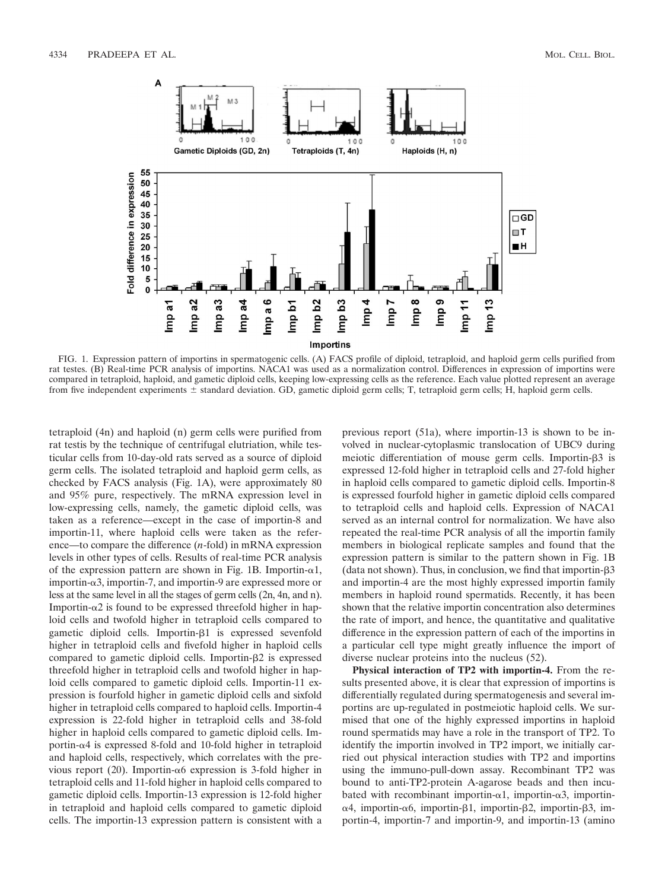FIG. 1. Expression pattern of importins in spermatogenic cells. (A) FACS profile of diploid, tetraploid, and haploid germ cells purified from rat testes. (B) Real-time PCR analysis of importins. NACA1 was used as a normalization control. Differences in expression of importins were compared in tetraploid, haploid, and gametic diploid cells, keeping low-expressing cells as the reference. Each value plotted represent an average from five independent experiments ± standard deviation. GD, gametic diploid germ cells; T, tetraploid germ cells; H, haploid germ cells.

tetraploid (4n) and haploid (n) germ cells were purified from rat testis by the technique of centrifugal elutriation, while testicular cells from 10-day-old rats served as a source of diploid germ cells. The isolated tetraploid and haploid germ cells, as checked by FACS analysis (Fig. 1A), were approximately 80 and 95% pure, respectively. The mRNA expression level in low-expressing cells, namely, the gametic diploid cells, was taken as a reference—except in the case of importin-8 and importin-11, where haploid cells were taken as the reference—to compare the difference (*n*-fold) in mRNA expression levels in other types of cells. Results of real-time PCR analysis of the expression pattern are shown in Fig. 1B. Importin-α1, importin-α3, importin-7, and importin-9 are expressed more or less at the same level in all the stages of germ cells (2n, 4n, and n). Importin-α2 is found to be expressed threefold higher in haploid cells and twofold higher in tetraploid cells compared to gametic diploid cells. Importin-β1 is expressed sevenfold higher in tetraploid cells and fivefold higher in haploid cells compared to gametic diploid cells. Importin-β2 is expressed threefold higher in tetraploid cells and twofold higher in haploid cells compared to gametic diploid cells. Importin-11 expression is fourfold higher in gametic diploid cells and sixfold higher in tetraploid cells compared to haploid cells. Importin-4 expression is 22-fold higher in tetraploid cells and 38-fold higher in haploid cells compared to gametic diploid cells. Importin-α4 is expressed 8-fold and 10-fold higher in tetraploid and haploid cells, respectively, which correlates with the previous report (20). Importin-α6 expression is 3-fold higher in tetraploid cells and 11-fold higher in haploid cells compared to gametic diploid cells. Importin-13 expression is 12-fold higher in tetraploid and haploid cells compared to gametic diploid cells. The importin-13 expression pattern is consistent with a previous report (51a), where importin-13 is shown to be involved in nuclear-cytoplasmic translocation of UBC9 during meiotic differentiation of mouse germ cells. Importin-β3 is expressed 12-fold higher in tetraploid cells and 27-fold higher in haploid cells compared to gametic diploid cells. Importin-8 is expressed fourfold higher in gametic diploid cells compared to tetraploid cells and haploid cells. Expression of NACA1 served as an internal control for normalization. We have also repeated the real-time PCR analysis of all the importin family members in biological replicate samples and found that the expression pattern is similar to the pattern shown in Fig. 1B (data not shown). Thus, in conclusion, we find that importin-β3 and importin-4 are the most highly expressed importin family members in haploid round spermatids. Recently, it has been shown that the relative importin concentration also determines the rate of import, and hence, the quantitative and qualitative difference in the expression pattern of each of the importins in a particular cell type might greatly influence the import of diverse nuclear proteins into the nucleus (52).

**Physical interaction of TP2 with importin-4.** From the results presented above, it is clear that expression of importins is differentially regulated during spermatogenesis and several importins are up-regulated in postmeiotic haploid cells. We surmised that one of the highly expressed importins in haploid round spermatids may have a role in the transport of TP2. To identify the importin involved in TP2 import, we initially carried out physical interaction studies with TP2 and importins using the immuno-pull-down assay. Recombinant TP2 was bound to anti-TP2-protein A-agarose beads and then incubated with recombinant importin-α1, importin-α3, importin-α4, importin-α6, importin-β1, importin-β2, importin-β3, importin-4, importin-7 and importin-9, and importin-13 (amino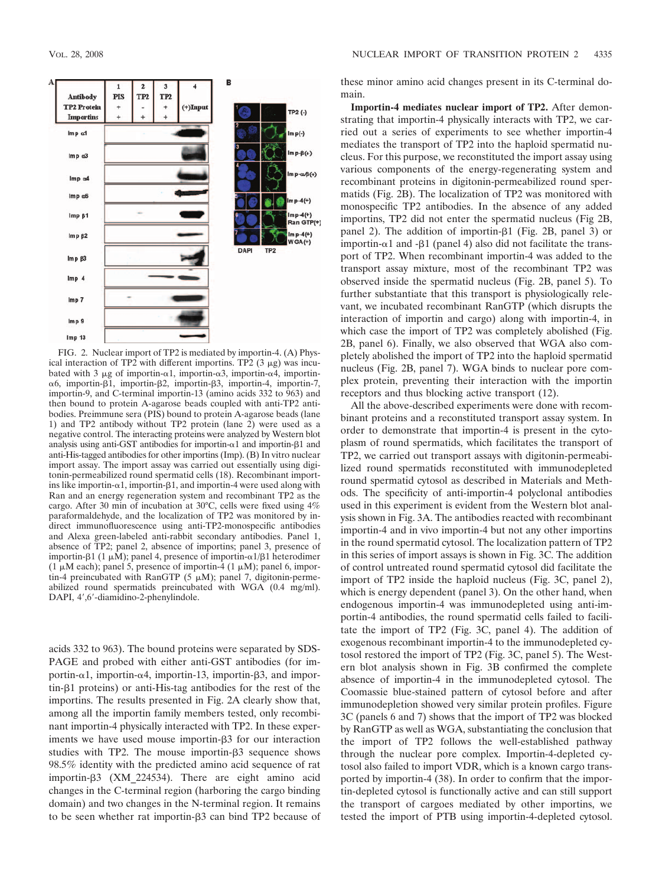FIG. 2. Nuclear import of TP2 is mediated by importin-4. (A) Physical interaction of TP2 with different importins. TP2 (3 μg) was incubated with 3 μg of importin-α1, importin-α3, importin-α4, importin-α6, importin-β1, importin-β2, importin-β3, importin-4, importin-7, importin-9, and C-terminal importin-13 (amino acids 332 to 963) and then bound to protein A-agarose beads coupled with anti-TP2 antibodies. Preimmune sera (PIS) bound to protein A-agarose beads (lane 1) and TP2 antibody without TP2 protein (lane 2) were used as a negative control. The interacting proteins were analyzed by Western blot analysis using anti-GST antibodies for importin-α1 and importin-β1 and anti-His-tagged antibodies for other importins (Imp). (B) In vitro nuclear import assay. The import assay was carried out essentially using digitonin-permeabilized round spermatid cells (18). Recombinant importins like importin-α1, importin-β1, and importin-4 were used along with Ran and an energy regeneration system and recombinant TP2 as the cargo. After 30 min of incubation at 30°C, cells were fixed using 4% paraformaldehyde, and the localization of TP2 was monitored by indirect immunofluorescence using anti-TP2-monospecific antibodies and Alexa green-labeled anti-rabbit secondary antibodies. Panel 1, absence of TP2; panel 2, absence of importins; panel 3, presence of importin-β1 (1 μM); panel 4, presence of importin-α1/β1 heterodimer (1 μM each); panel 5, presence of importin-4 (1 μM); panel 6, importin-4 preincubated with RanGTP (5 μM); panel 7, digitonin-permeabilized round spermatids preincubated with WGA (0.4 mg/ml). DAPI, 4′,6′-diamidino-2-phenylindole.

acids 332 to 963). The bound proteins were separated by SDS-PAGE and probed with either anti-GST antibodies (for importin-α1, importin-α4, importin-13, importin-β3, and importin-β1 proteins) or anti-His-tag antibodies for the rest of the importins. The results presented in Fig. 2A clearly show that, among all the importin family members tested, only recombinant importin-4 physically interacted with TP2. In these experiments we have used mouse importin-β3 for our interaction studies with TP2. The mouse importin-β3 sequence shows 98.5% identity with the predicted amino acid sequence of rat importin-β3 (XM_224534). There are eight amino acid changes in the C-terminal region (harboring the cargo binding domain) and two changes in the N-terminal region. It remains to be seen whether rat importin-β3 can bind TP2 because of these minor amino acid changes present in its C-terminal domain.

**Importin-4 mediates nuclear import of TP2.** After demonstrating that importin-4 physically interacts with TP2, we carried out a series of experiments to see whether importin-4 mediates the transport of TP2 into the haploid spermatid nucleus. For this purpose, we reconstituted the import assay using various components of the energy-regenerating system and recombinant proteins in digitonin-permeabilized round spermatids (Fig. 2B). The localization of TP2 was monitored with monospecific TP2 antibodies. In the absence of any added importins, TP2 did not enter the spermatid nucleus (Fig 2B, panel 2). The addition of importin-β1 (Fig. 2B, panel 3) or importin-α1 and -β1 (panel 4) also did not facilitate the transport of TP2. When recombinant importin-4 was added to the transport assay mixture, most of the recombinant TP2 was observed inside the spermatid nucleus (Fig. 2B, panel 5). To further substantiate that this transport is physiologically relevant, we incubated recombinant RanGTP (which disrupts the interaction of importin and cargo) along with importin-4, in which case the import of TP2 was completely abolished (Fig. 2B, panel 6). Finally, we also observed that WGA also completely abolished the import of TP2 into the haploid spermatid nucleus (Fig. 2B, panel 7). WGA binds to nuclear pore complex protein, preventing their interaction with the importin receptors and thus blocking active transport (12).

All the above-described experiments were done with recombinant proteins and a reconstituted transport assay system. In order to demonstrate that importin-4 is present in the cytoplasm of round spermatids, which facilitates the transport of TP2, we carried out transport assays with digitonin-permeabilized round spermatids reconstituted with immunodepleted round spermatid cytosol as described in Materials and Methods. The specificity of anti-importin-4 polyclonal antibodies used in this experiment is evident from the Western blot analysis shown in Fig. 3A. The antibodies reacted with recombinant importin-4 and in vivo importin-4 but not any other importins in the round spermatid cytosol. The localization pattern of TP2 in this series of import assays is shown in Fig. 3C. The addition of control untreated round spermatid cytosol did facilitate the import of TP2 inside the haploid nucleus (Fig. 3C, panel 2), which is energy dependent (panel 3). On the other hand, when endogenous importin-4 was immunodepleted using anti-importin-4 antibodies, the round spermatid cells failed to facilitate the import of TP2 (Fig. 3C, panel 4). The addition of exogenous recombinant importin-4 to the immunodepleted cytosol restored the import of TP2 (Fig. 3C, panel 5). The Western blot analysis shown in Fig. 3B confirmed the complete absence of importin-4 in the immunodepleted cytosol. The Coomassie blue-stained pattern of cytosol before and after immunodepletion showed very similar protein profiles. Figure 3C (panels 6 and 7) shows that the import of TP2 was blocked by RanGTP as well as WGA, substantiating the conclusion that the import of TP2 follows the well-established pathway through the nuclear pore complex. Importin-4-depleted cytosol also failed to import VDR, which is a known cargo transported by importin-4 (38). In order to confirm that the importin-depleted cytosol is functionally active and can still support the transport of cargoes mediated by other importins, we tested the import of PTB using importin-4-depleted cytosol.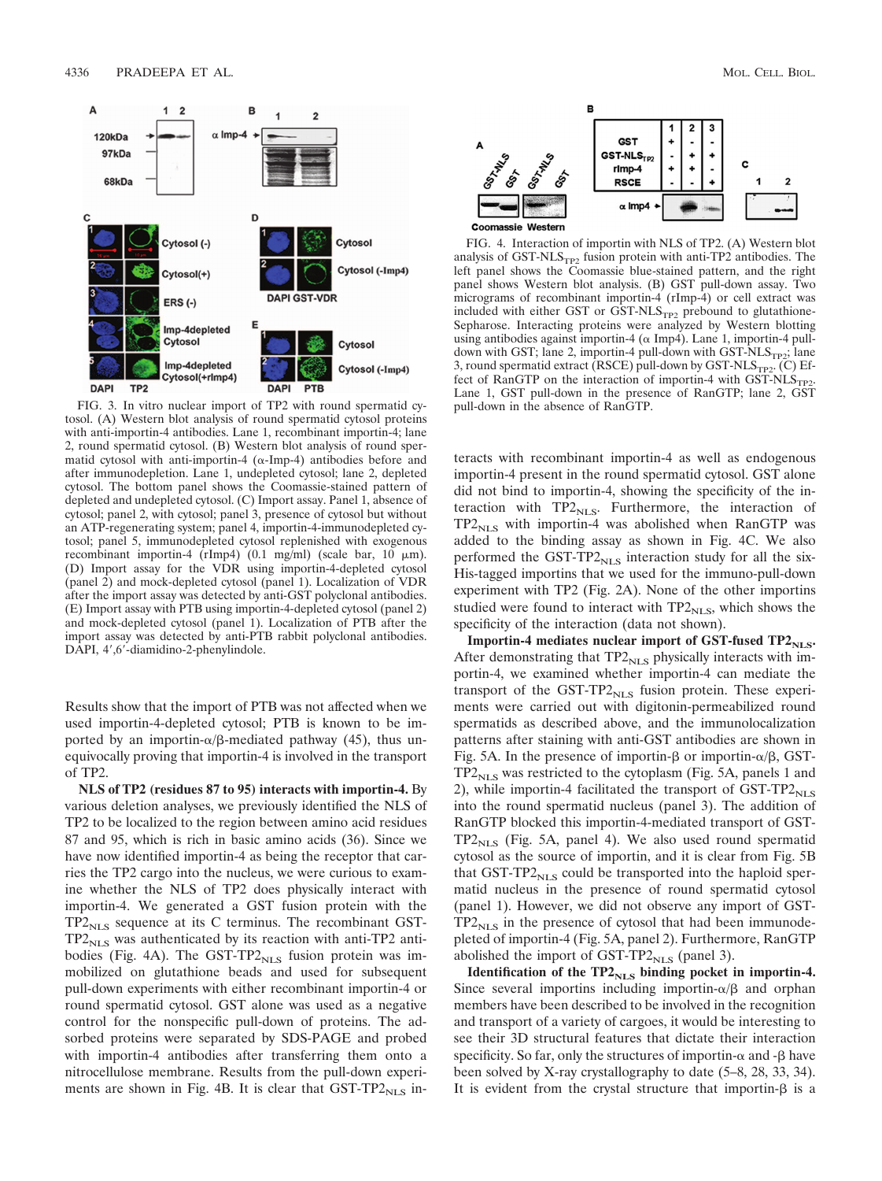FIG. 3. In vitro nuclear import of TP2 with round spermatid cytosol. (A) Western blot analysis of round spermatid cytosol proteins with anti-importin-4 antibodies. Lane 1, recombinant importin-4; lane 2, round spermatid cytosol. (B) Western blot analysis of round spermatid cytosol with anti-importin-4 (α-Imp-4) antibodies before and after immunodepletion. Lane 1, undepleted cytosol; lane 2, depleted cytosol. The bottom panel shows the Coomassie-stained pattern of depleted and undepleted cytosol. (C) Import assay. Panel 1, absence of cytosol; panel 2, with cytosol; panel 3, presence of cytosol but without an ATP-regenerating system; panel 4, importin-4-immunodepleted cytosol; panel 5, immunodepleted cytosol replenished with exogenous recombinant importin-4 (rImp4) (0.1 mg/ml) (scale bar, 10 μm). (D) Import assay for the VDR using importin-4-depleted cytosol (panel 2) and mock-depleted cytosol (panel 1). Localization of VDR after the import assay was detected by anti-GST polyclonal antibodies. (E) Import assay with PTB using importin-4-depleted cytosol (panel 2) and mock-depleted cytosol (panel 1). Localization of PTB after the import assay was detected by anti-PTB rabbit polyclonal antibodies. DAPI, 4′,6′-diamidino-2-phenylindole.

FIG. 4. Interaction of importin with NLS of TP2. (A) Western blot analysis of GST-$NLS_{TP2}$ fusion protein with anti-TP2 antibodies. The left panel shows the Coomassie blue-stained pattern, and the right panel shows Western blot analysis. (B) GST pull-down assay. Two micrograms of recombinant importin-4 (rImp-4) or cell extract was included with either GST or GST-$NLS_{TP2}$ prebound to glutathione-Sepharose. Interacting proteins were analyzed by Western blotting using antibodies against importin-4 (α Imp4). Lane 1, importin-4 pull-down with GST; lane 2, importin-4 pull-down with GST-$NLS_{TP2}$; lane 3, round spermatid extract (RSCE) pull-down by GST-$NLS_{TP2}$. (C) Effect of RanGTP on the interaction of importin-4 with GST-$NLS_{TP2}$. Lane 1, GST pull-down in the presence of RanGTP; lane 2, GST pull-down in the absence of RanGTP.

Results show that the import of PTB was not affected when we used importin-4-depleted cytosol; PTB is known to be imported by an importin-α/β-mediated pathway (45), thus unequivocally proving that importin-4 is involved in the transport of TP2.

**NLS of TP2 (residues 87 to 95) interacts with importin-4.** By various deletion analyses, we previously identified the NLS of TP2 to be localized to the region between amino acid residues 87 and 95, which is rich in basic amino acids (36). Since we have now identified importin-4 as being the receptor that carries the TP2 cargo into the nucleus, we were curious to examine whether the NLS of TP2 does physically interact with importin-4. We generated a GST fusion protein with the $TP2_{NLS}$ sequence at its C terminus. The recombinant GST-$TP2_{NLS}$ was authenticated by its reaction with anti-TP2 antibodies (Fig. 4A). The GST-$TP2_{NLS}$ fusion protein was immobilized on glutathione beads and used for subsequent pull-down experiments with either recombinant importin-4 or round spermatid cytosol. GST alone was used as a negative control for the nonspecific pull-down of proteins. The adsorbed proteins were separated by SDS-PAGE and probed with importin-4 antibodies after transferring them onto a nitrocellulose membrane. Results from the pull-down experiments are shown in Fig. 4B. It is clear that GST-$TP2_{NLS}$ interacts with recombinant importin-4 as well as endogenous importin-4 present in the round spermatid cytosol. GST alone did not bind to importin-4, showing the specificity of the interaction with $TP2_{NLS}$. Furthermore, the interaction of $TP2_{NLS}$ with importin-4 was abolished when RanGTP was added to the binding assay as shown in Fig. 4C. We also performed the GST-$TP2_{NLS}$ interaction study for all the six-His-tagged importins that we used for the immuno-pull-down experiment with TP2 (Fig. 2A). None of the other importins studied were found to interact with $TP2_{NLS}$, which shows the specificity of the interaction (data not shown).

**Importin-4 mediates nuclear import of GST-fused $TP2_{NLS}$.** After demonstrating that $TP2_{NLS}$ physically interacts with importin-4, we examined whether importin-4 can mediate the transport of the GST-$TP2_{NLS}$ fusion protein. These experiments were carried out with digitonin-permeabilized round spermatids as described above, and the immunolocalization patterns after staining with anti-GST antibodies are shown in Fig. 5A. In the presence of importin-β or importin-α/β, GST-$TP2_{NLS}$ was restricted to the cytoplasm (Fig. 5A, panels 1 and 2), while importin-4 facilitated the transport of GST-$TP2_{NLS}$ into the round spermatid nucleus (panel 3). The addition of RanGTP blocked this importin-4-mediated transport of GST-$TP2_{NLS}$ (Fig. 5A, panel 4). We also used round spermatid cytosol as the source of importin, and it is clear from Fig. 5B that GST-$TP2_{NLS}$ could be transported into the haploid spermatid nucleus in the presence of round spermatid cytosol (panel 1). However, we did not observe any import of GST-$TP2_{NLS}$ in the presence of cytosol that had been immunodepleted of importin-4 (Fig. 5A, panel 2). Furthermore, RanGTP abolished the import of GST-$TP2_{NLS}$ (panel 3).

**Identification of the $TP2_{NLS}$ binding pocket in importin-4.** Since several importins including importin-α/β and orphan members have been described to be involved in the recognition and transport of a variety of cargoes, it would be interesting to see their 3D structural features that dictate their interaction specificity. So far, only the structures of importin-α and -β have been solved by X-ray crystallography to date (5–8, 28, 33, 34). It is evident from the crystal structure that importin-β is a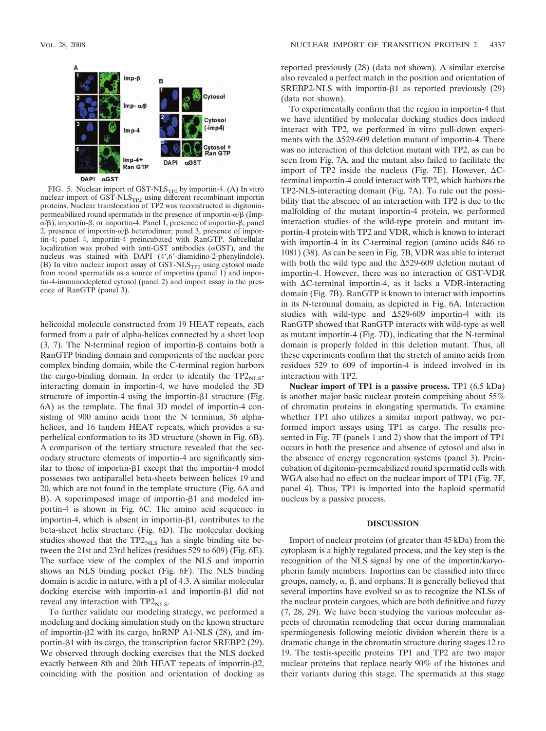FIG. 5. Nuclear import of GST-NLS$_{TP2}$ by importin-4. (A) In vitro nuclear import of GST-NLS$_{TP2}$ using different recombinant importin proteins. Nuclear translocation of TP2 was reconstructed in digitonin-permeabilized round spermatids in the presence of importin-α/β (Imp-α/β), importin-β, or importin-4. Panel 1, presence of importin-β; panel 2, presence of importin-α/β heterodimer; panel 3, presence of importin-4; panel 4, importin-4 preincubated with RanGTP. Subcellular localization was probed with anti-GST antibodies (αGST), and the nucleus was stained with DAPI (4′,6′-diamidino-2-phenylindole). (B) In vitro nuclear import assay of GST-NLS$_{TP2}$ using cytosol made from round spermatids as a source of importins (panel 1) and importin-4-immunodepleted cytosol (panel 2) and import assay in the presence of RanGTP (panel 3).

helicoidal molecule constructed from 19 HEAT repeats, each formed from a pair of alpha-helices connected by a short loop (3, 7). The N-terminal region of importin-β contains both a RanGTP binding domain and components of the nuclear pore complex binding domain, while the C-terminal region harbors the cargo-binding domain. In order to identify the TP2$_{NLS}$-interacting domain in importin-4, we have modeled the 3D structure of importin-4 using the importin-β1 structure (Fig. 6A) as the template. The final 3D model of importin-4 consisting of 900 amino acids from the N terminus, 36 alpha-helices, and 16 tandem HEAT repeats, which provides a superhelical conformation to its 3D structure (shown in Fig. 6B). A comparison of the tertiary structure revealed that the secondary structure elements of importin-4 are significantly similar to those of importin-β1 except that the importin-4 model possesses two antiparallel beta-sheets between helices 19 and 20, which are not found in the template structure (Fig. 6A and B). A superimposed image of importin-β1 and modeled importin-4 is shown in Fig. 6C. The amino acid sequence in importin-4, which is absent in importin-β1, contributes to the beta-sheet helix structure (Fig. 6D). The molecular docking studies showed that the TP2$_{NLS}$ has a single binding site between the 21st and 23rd helices (residues 529 to 609) (Fig. 6E). The surface view of the complex of the NLS and importin shows an NLS binding pocket (Fig. 6F). The NLS binding domain is acidic in nature, with a pI of 4.3. A similar molecular docking exercise with importin-α1 and importin-β1 did not reveal any interaction with TP2$_{NLS}$.

To further validate our modeling strategy, we performed a modeling and docking simulation study on the known structure of importin-β2 with its cargo, hnRNP A1-NLS (28), and importin-β1 with its cargo, the transcription factor SREBP2 (29). We observed through docking exercises that the NLS docked exactly between 8th and 20th HEAT repeats of importin-β2, coinciding with the position and orientation of docking as reported previously (28) (data not shown). A similar exercise also revealed a perfect match in the position and orientation of SREBP2-NLS with importin-β1 as reported previously (29) (data not shown).

To experimentally confirm that the region in importin-4 that we have identified by molecular docking studies does indeed interact with TP2, we performed in vitro pull-down experiments with the Δ529-609 deletion mutant of importin-4. There was no interaction of this deletion mutant with TP2, as can be seen from Fig. 7A, and the mutant also failed to facilitate the import of TP2 inside the nucleus (Fig. 7E). However, ΔC-terminal importin-4 could interact with TP2, which harbors the TP2-NLS-interacting domain (Fig. 7A). To rule out the possibility that the absence of an interaction with TP2 is due to the malfolding of the mutant importin-4 protein, we performed interaction studies of the wild-type protein and mutant importin-4 protein with TP2 and VDR, which is known to interact with importin-4 in its C-terminal region (amino acids 846 to 1081) (38). As can be seen in Fig. 7B, VDR was able to interact with both the wild type and the Δ529-609 deletion mutant of importin-4. However, there was no interaction of GST-VDR with ΔC-terminal importin-4, as it lacks a VDR-interacting domain (Fig. 7B). RanGTP is known to interact with importins in its N-terminal domain, as depicted in Fig. 6A. Interaction studies with wild-type and Δ529-609 importin-4 with its RanGTP showed that RanGTP interacts with wild-type as well as mutant importin-4 (Fig. 7D), indicating that the N-terminal domain is properly folded in this deletion mutant. Thus, all these experiments confirm that the stretch of amino acids from residues 529 to 609 of importin-4 is indeed involved in its interaction with TP2.

**Nuclear import of TP1 is a passive process.** TP1 (6.5 kDa) is another major basic nuclear protein comprising about 55% of chromatin proteins in elongating spermatids. To examine whether TP1 also utilizes a similar import pathway, we performed import assays using TP1 as cargo. The results presented in Fig. 7F (panels 1 and 2) show that the import of TP1 occurs in both the presence and absence of cytosol and also in the absence of energy regeneration systems (panel 3). Preincubation of digitonin-permeabilized round spermatid cells with WGA also had no effect on the nuclear import of TP1 (Fig. 7F, panel 4). Thus, TP1 is imported into the haploid spermatid nucleus by a passive process.

## DISCUSSION

Import of nuclear proteins (of greater than 45 kDa) from the cytoplasm is a highly regulated process, and the key step is the recognition of the NLS signal by one of the importin/karyopherin family members. Importins can be classified into three groups, namely, α, β, and orphans. It is generally believed that several importins have evolved so as to recognize the NLSs of the nuclear protein cargoes, which are both definitive and fuzzy (7, 28, 29). We have been studying the various molecular aspects of chromatin remodeling that occur during mammalian spermiogenesis following meiotic division wherein there is a dramatic change in the chromatin structure during stages 12 to 19. The testis-specific proteins TP1 and TP2 are two major nuclear proteins that replace nearly 90% of the histones and their variants during this stage. The spermatids at this stage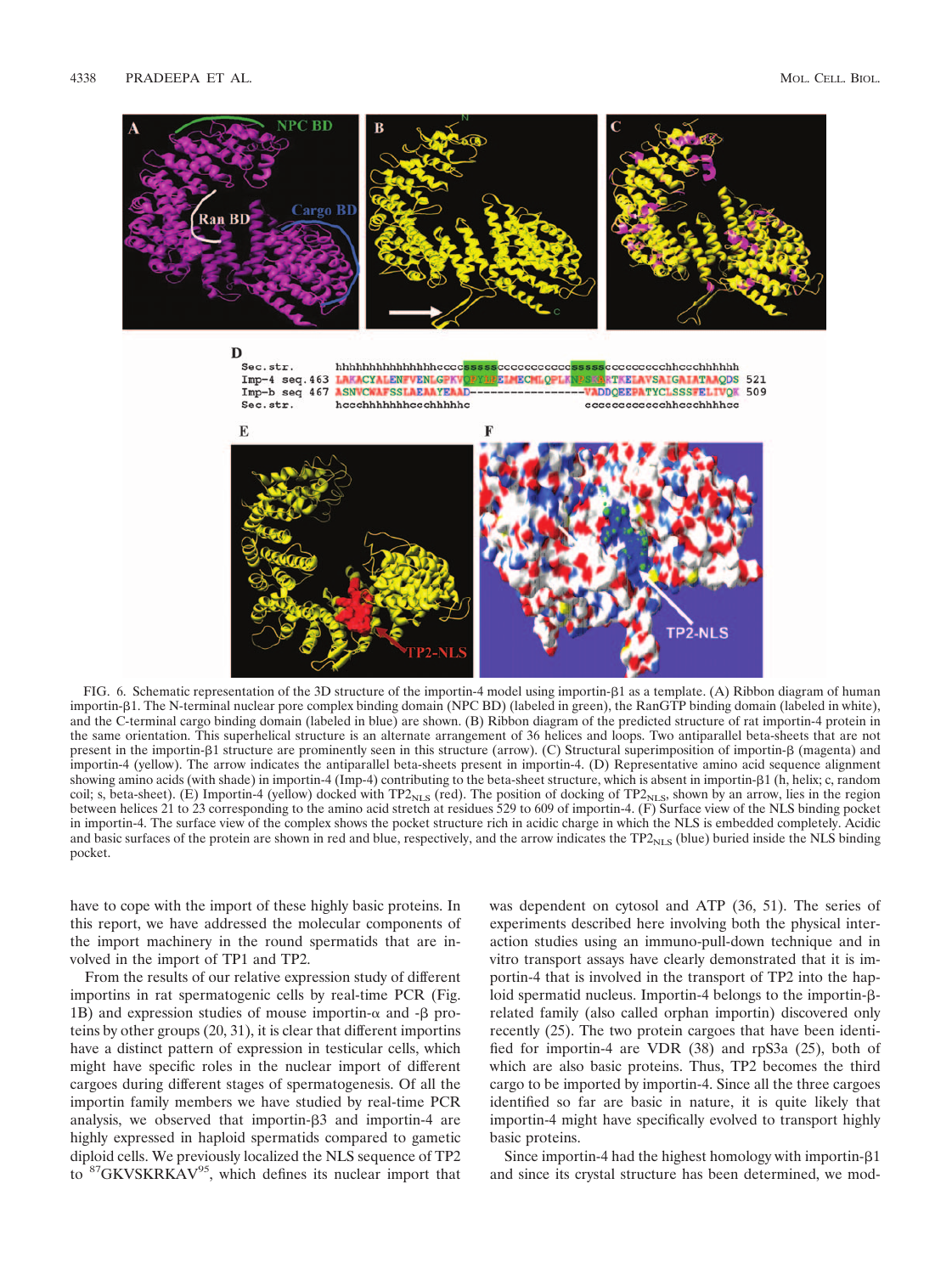FIG. 6. Schematic representation of the 3D structure of the importin-4 model using importin-β1 as a template. (A) Ribbon diagram of human importin-β1. The N-terminal nuclear pore complex binding domain (NPC BD) (labeled in green), the RanGTP binding domain (labeled in white), and the C-terminal cargo binding domain (labeled in blue) are shown. (B) Ribbon diagram of the predicted structure of rat importin-4 protein in the same orientation. This superhelical structure is an alternate arrangement of 36 helices and loops. Two antiparallel beta-sheets that are not present in the importin-β1 structure are prominently seen in this structure (arrow). (C) Structural superimposition of importin-β (magenta) and importin-4 (yellow). The arrow indicates the antiparallel beta-sheets present in importin-4. (D) Representative amino acid sequence alignment showing amino acids (with shade) in importin-4 (Imp-4) contributing to the beta-sheet structure, which is absent in importin-β1 (h, helix; c, random coil; s, beta-sheet). (E) Importin-4 (yellow) docked with $TP2_{NLS}$ (red). The position of docking of $TP2_{NLS}$, shown by an arrow, lies in the region between helices 21 to 23 corresponding to the amino acid stretch at residues 529 to 609 of importin-4. (F) Surface view of the NLS binding pocket in importin-4. The surface view of the complex shows the pocket structure rich in acidic charge in which the NLS is embedded completely. Acidic and basic surfaces of the protein are shown in red and blue, respectively, and the arrow indicates the $TP2_{NLS}$ (blue) buried inside the NLS binding pocket.

have to cope with the import of these highly basic proteins. In this report, we have addressed the molecular components of the import machinery in the round spermatids that are involved in the import of TP1 and TP2.

From the results of our relative expression study of different importins in rat spermatogenic cells by real-time PCR (Fig. 1B) and expression studies of mouse importin-α and -β proteins by other groups (20, 31), it is clear that different importins have a distinct pattern of expression in testicular cells, which might have specific roles in the nuclear import of different cargoes during different stages of spermatogenesis. Of all the importin family members we have studied by real-time PCR analysis, we observed that importin-β3 and importin-4 are highly expressed in haploid spermatids compared to gametic diploid cells. We previously localized the NLS sequence of TP2 to [87]GKVSKRKAV[95], which defines its nuclear import that was dependent on cytosol and ATP (36, 51). The series of experiments described here involving both the physical interaction studies using an immuno-pull-down technique and in vitro transport assays have clearly demonstrated that it is importin-4 that is involved in the transport of TP2 into the haploid spermatid nucleus. Importin-4 belongs to the importin-β-related family (also called orphan importin) discovered only recently (25). The two protein cargoes that have been identified so far for importin-4 are VDR (38) and rpS3a (25), both of which are also basic proteins. Thus, TP2 becomes the third cargo to be imported by importin-4. Since all the three cargoes identified so far are basic in nature, it is quite likely that importin-4 might have specifically evolved to transport highly basic proteins.

Since importin-4 had the highest homology with importin-β1 and since its crystal structure has been determined, we mod-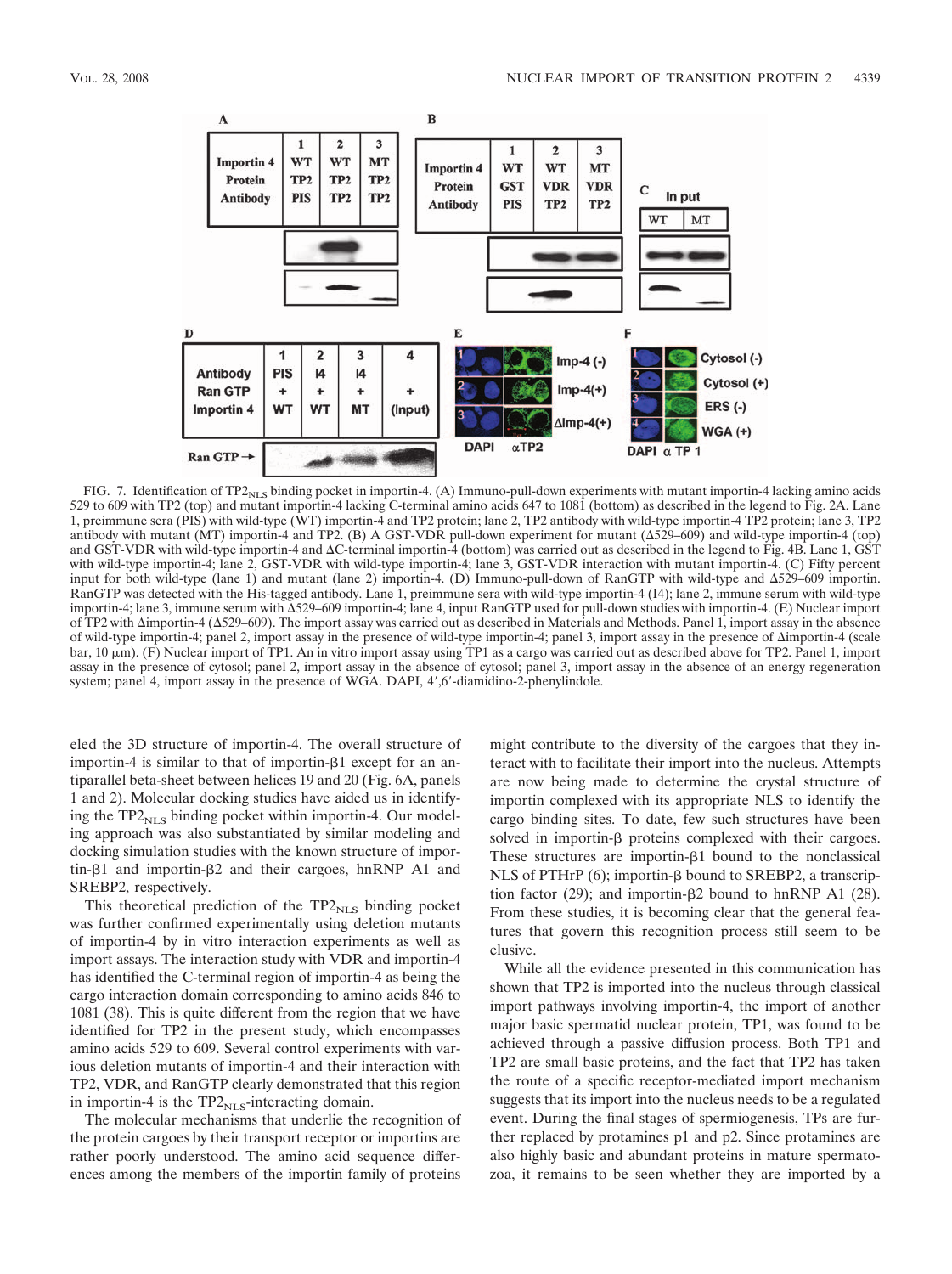FIG. 7. Identification of $TP2_{NLS}$ binding pocket in importin-4. (A) Immuno-pull-down experiments with mutant importin-4 lacking amino acids 529 to 609 with TP2 (top) and mutant importin-4 lacking C-terminal amino acids 647 to 1081 (bottom) as described in the legend to Fig. 2A. Lane 1, preimmune sera (PIS) with wild-type (WT) importin-4 and TP2 protein; lane 2, TP2 antibody with wild-type importin-4 TP2 protein; lane 3, TP2 antibody with mutant (MT) importin-4 and TP2. (B) A GST-VDR pull-down experiment for mutant (Δ529–609) and wild-type importin-4 (top) and GST-VDR with wild-type importin-4 and ΔC-terminal importin-4 (bottom) was carried out as described in the legend to Fig. 4B. Lane 1, GST with wild-type importin-4; lane 2, GST-VDR with wild-type importin-4; lane 3, GST-VDR interaction with mutant importin-4. (C) Fifty percent input for both wild-type (lane 1) and mutant (lane 2) importin-4. (D) Immuno-pull-down of RanGTP with wild-type and Δ529–609 importin. RanGTP was detected with the His-tagged antibody. Lane 1, preimmune sera with wild-type importin-4 (I4); lane 2, immune serum with wild-type importin-4; lane 3, immune serum with Δ529–609 importin-4; lane 4, input RanGTP used for pull-down studies with importin-4. (E) Nuclear import of TP2 with Δimportin-4 (Δ529–609). The import assay was carried out as described in Materials and Methods. Panel 1, import assay in the absence of wild-type importin-4; panel 2, import assay in the presence of wild-type importin-4; panel 3, import assay in the presence of Δimportin-4 (scale bar, 10 μm). (F) Nuclear import of TP1. An in vitro import assay using TP1 as a cargo was carried out as described above for TP2. Panel 1, import assay in the presence of cytosol; panel 2, import assay in the absence of cytosol; panel 3, import assay in the absence of an energy regeneration system; panel 4, import assay in the presence of WGA. DAPI, 4′,6′-diamidino-2-phenylindole.

eled the 3D structure of importin-4. The overall structure of importin-4 is similar to that of importin-β1 except for an antiparallel beta-sheet between helices 19 and 20 (Fig. 6A, panels 1 and 2). Molecular docking studies have aided us in identifying the $TP2_{NLS}$ binding pocket within importin-4. Our modeling approach was also substantiated by similar modeling and docking simulation studies with the known structure of importin-β1 and importin-β2 and their cargoes, hnRNP A1 and SREBP2, respectively.

This theoretical prediction of the $TP2_{NLS}$ binding pocket was further confirmed experimentally using deletion mutants of importin-4 by in vitro interaction experiments as well as import assays. The interaction study with VDR and importin-4 has identified the C-terminal region of importin-4 as being the cargo interaction domain corresponding to amino acids 846 to 1081 (38). This is quite different from the region that we have identified for TP2 in the present study, which encompasses amino acids 529 to 609. Several control experiments with various deletion mutants of importin-4 and their interaction with TP2, VDR, and RanGTP clearly demonstrated that this region in importin-4 is the $TP2_{NLS}$-interacting domain.

The molecular mechanisms that underlie the recognition of the protein cargoes by their transport receptor or importins are rather poorly understood. The amino acid sequence differences among the members of the importin family of proteins might contribute to the diversity of the cargoes that they interact with to facilitate their import into the nucleus. Attempts are now being made to determine the crystal structure of importin complexed with its appropriate NLS to identify the cargo binding sites. To date, few such structures have been solved in importin-β proteins complexed with their cargoes. These structures are importin-β1 bound to the nonclassical NLS of PTHrP (6); importin-β bound to SREBP2, a transcription factor (29); and importin-β2 bound to hnRNP A1 (28). From these studies, it is becoming clear that the general features that govern this recognition process still seem to be elusive.

While all the evidence presented in this communication has shown that TP2 is imported into the nucleus through classical import pathways involving importin-4, the import of another major basic spermatid nuclear protein, TP1, was found to be achieved through a passive diffusion process. Both TP1 and TP2 are small basic proteins, and the fact that TP2 has taken the route of a specific receptor-mediated import mechanism suggests that its import into the nucleus needs to be a regulated event. During the final stages of spermiogenesis, TPs are further replaced by protamines p1 and p2. Since protamines are also highly basic and abundant proteins in mature spermatozoa, it remains to be seen whether they are imported by a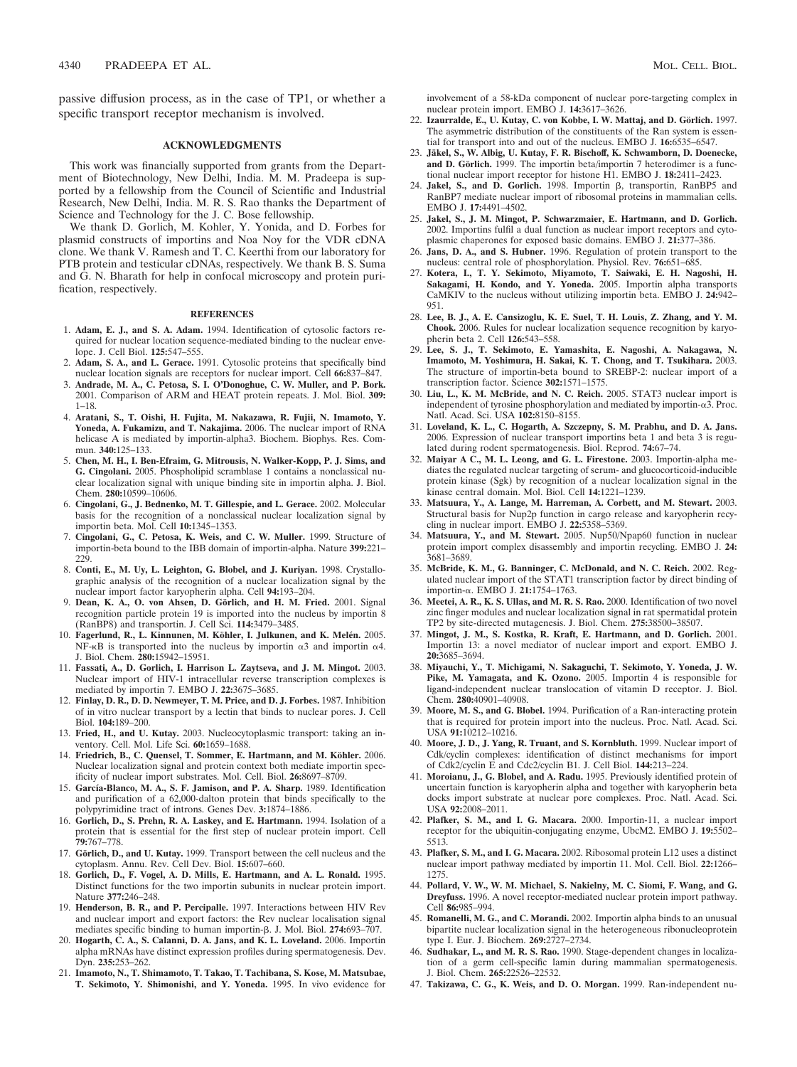passive diffusion process, as in the case of TP1, or whether a specific transport receptor mechanism is involved.

## ACKNOWLEDGMENTS

This work was financially supported from grants from the Department of Biotechnology, New Delhi, India. M. M. Pradeepa is supported by a fellowship from the Council of Scientific and Industrial Research, New Delhi, India. M. R. S. Rao thanks the Department of Science and Technology for the J. C. Bose fellowship.

We thank D. Gorlich, M. Kohler, Y. Yonida, and D. Forbes for plasmid constructs of importins and Noa Noy for the VDR cDNA clone. We thank V. Ramesh and T. C. Keerthi from our laboratory for PTB protein and testicular cDNAs, respectively. We thank B. S. Suma and G. N. Bharath for help in confocal microscopy and protein purification, respectively.

## REFERENCES

1. **Adam, E. J., and S. A. Adam.** 1994. Identification of cytosolic factors required for nuclear location sequence-mediated binding to the nuclear envelope. J. Cell Biol. **125:**547–555.
2. **Adam, S. A., and L. Gerace.** 1991. Cytosolic proteins that specifically bind nuclear location signals are receptors for nuclear import. Cell **66:**837–847.
3. **Andrade, M. A., C. Petosa, S. I. O'Donoghue, C. W. Muller, and P. Bork.** 2001. Comparison of ARM and HEAT protein repeats. J. Mol. Biol. **309:** 1–18.
4. **Aratani, S., T. Oishi, H. Fujita, M. Nakazawa, R. Fujii, N. Imamoto, Y. Yoneda, A. Fukamizu, and T. Nakajima.** 2006. The nuclear import of RNA helicase A is mediated by importin-alpha3. Biochem. Biophys. Res. Commun. **340:**125–133.
5. **Chen, M. H., I. Ben-Efraim, G. Mitrousis, N. Walker-Kopp, P. J. Sims, and G. Cingolani.** 2005. Phospholipid scramblase 1 contains a nonclassical nuclear localization signal with unique binding site in importin alpha. J. Biol. Chem. **280:**10599–10606.
6. **Cingolani, G., J. Bednenko, M. T. Gillespie, and L. Gerace.** 2002. Molecular basis for the recognition of a nonclassical nuclear localization signal by importin beta. Mol. Cell **10:**1345–1353.
7. **Cingolani, G., C. Petosa, K. Weis, and C. W. Muller.** 1999. Structure of importin-beta bound to the IBB domain of importin-alpha. Nature **399:**221–229.
8. **Conti, E., M. Uy, L. Leighton, G. Blobel, and J. Kuriyan.** 1998. Crystallographic analysis of the recognition of a nuclear localization signal by the nuclear import factor karyopherin alpha. Cell **94:**193–204.
9. **Dean, K. A., O. von Ahsen, D. Görlich, and H. M. Fried.** 2001. Signal recognition particle protein 19 is imported into the nucleus by importin 8 (RanBP8) and transportin. J. Cell Sci. **114:**3479–3485.
10. **Fagerlund, R., L. Kinnunen, M. Köhler, I. Julkunen, and K. Melén.** 2005. NF-κB is transported into the nucleus by importin α3 and importin α4. J. Biol. Chem. **280:**15942–15951.
11. **Fassati, A., D. Gorlich, I. Harrison L. Zaytseva, and J. M. Mingot.** 2003. Nuclear import of HIV-1 intracellular reverse transcription complexes is mediated by importin 7. EMBO J. **22:**3675–3685.
12. **Finlay, D. R., D. D. Newmeyer, T. M. Price, and D. J. Forbes.** 1987. Inhibition of in vitro nuclear transport by a lectin that binds to nuclear pores. J. Cell Biol. **104:**189–200.
13. **Fried, H., and U. Kutay.** 2003. Nucleocytoplasmic transport: taking an inventory. Cell. Mol. Life Sci. **60:**1659–1688.
14. **Friedrich, B., C. Quensel, T. Sommer, E. Hartmann, and M. Köhler.** 2006. Nuclear localization signal and protein context both mediate importin specificity of nuclear import substrates. Mol. Cell. Biol. **26:**8697–8709.
15. **García-Blanco, M. A., S. F. Jamison, and P. A. Sharp.** 1989. Identification and purification of a 62,000-dalton protein that binds specifically to the polypyrimidine tract of introns. Genes Dev. **3:**1874–1886.
16. **Gorlich, D., S. Prehn, R. A. Laskey, and E. Hartmann.** 1994. Isolation of a protein that is essential for the first step of nuclear protein import. Cell **79:**767–778.
17. **Görlich, D., and U. Kutay.** 1999. Transport between the cell nucleus and the cytoplasm. Annu. Rev. Cell Dev. Biol. **15:**607–660.
18. **Gorlich, D., F. Vogel, A. D. Mills, E. Hartmann, and A. L. Ronald.** 1995. Distinct functions for the two importin subunits in nuclear protein import. Nature **377:**246–248.
19. **Henderson, B. R., and P. Percipalle.** 1997. Interactions between HIV Rev and nuclear import and export factors: the Rev nuclear localisation signal mediates specific binding to human importin-β. J. Mol. Biol. **274:**693–707.
20. **Hogarth, C. A., S. Calanni, D. A. Jans, and K. L. Loveland.** 2006. Importin alpha mRNAs have distinct expression profiles during spermatogenesis. Dev. Dyn. **235:**253–262.
21. **Imamoto, N., T. Shimamoto, T. Takao, T. Tachibana, S. Kose, M. Matsubae, T. Sekimoto, Y. Shimonishi, and Y. Yoneda.** 1995. In vivo evidence for involvement of a 58-kDa component of nuclear pore-targeting complex in nuclear protein import. EMBO J. **14:**3617–3626.
22. **Izaurralde, E., U. Kutay, C. von Kobbe, I. W. Mattaj, and D. Görlich.** 1997. The asymmetric distribution of the constituents of the Ran system is essential for transport into and out of the nucleus. EMBO J. **16:**6535–6547.
23. **Jäkel, S., W. Albig, U. Kutay, F. R. Bischoff, K. Schwamborn, D. Doenecke, and D. Görlich.** 1999. The importin beta/importin 7 heterodimer is a functional nuclear import receptor for histone H1. EMBO J. **18:**2411–2423.
24. **Jakel, S., and D. Gorlich.** 1998. Importin β, transportin, RanBP5 and RanBP7 mediate nuclear import of ribosomal proteins in mammalian cells. EMBO J. **17:**4491–4502.
25. **Jakel, S., J. M. Mingot, P. Schwarzmaier, E. Hartmann, and D. Gorlich.** 2002. Importins fulfil a dual function as nuclear import receptors and cytoplasmic chaperones for exposed basic domains. EMBO J. **21:**377–386.
26. **Jans, D. A., and S. Hubner.** 1996. Regulation of protein transport to the nucleus: central role of phosphorylation. Physiol. Rev. **76:**651–685.
27. **Kotera, I., T. Y. Sekimoto, Miyamoto, T. Saiwaki, E. H. Nagoshi, H. Sakagami, H. Kondo, and Y. Yoneda.** 2005. Importin alpha transports CaMKIV to the nucleus without utilizing importin beta. EMBO J. **24:**942–951.
28. **Lee, B. J., A. E. Cansizoglu, K. E. Suel, T. H. Louis, Z. Zhang, and Y. M. Chook.** 2006. Rules for nuclear localization sequence recognition by karyopherin beta 2. Cell **126:**543–558.
29. **Lee, S. J., T. Sekimoto, E. Yamashita, E. Nagoshi, A. Nakagawa, N. Imamoto, M. Yoshimura, H. Sakai, K. T. Chong, and T. Tsukihara.** 2003. The structure of importin-beta bound to SREBP-2: nuclear import of a transcription factor. Science **302:**1571–1575.
30. **Liu, L., K. M. McBride, and N. C. Reich.** 2005. STAT3 nuclear import is independent of tyrosine phosphorylation and mediated by importin-α3. Proc. Natl. Acad. Sci. USA **102:**8150–8155.
31. **Loveland, K. L., C. Hogarth, A. Szczepny, S. M. Prabhu, and D. A. Jans.** 2006. Expression of nuclear transport importins beta 1 and beta 3 is regulated during rodent spermatogenesis. Biol. Reprod. **74:**67–74.
32. **Maiyar A C., M. L. Leong, and G. L. Firestone.** 2003. Importin-alpha mediates the regulated nuclear targeting of serum- and glucocorticoid-inducible protein kinase (Sgk) by recognition of a nuclear localization signal in the kinase central domain. Mol. Biol. Cell **14:**1221–1239.
33. **Matsuura, Y., A. Lange, M. Harreman, A. Corbett, and M. Stewart.** 2003. Structural basis for Nup2p function in cargo release and karyopherin recycling in nuclear import. EMBO J. **22:**5358–5369.
34. **Matsuura, Y., and M. Stewart.** 2005. Nup50/Npap60 function in nuclear protein import complex disassembly and importin recycling. EMBO J. **24:** 3681–3689.
35. **McBride, K. M., G. Banninger, C. McDonald, and N. C. Reich.** 2002. Regulated nuclear import of the STAT1 transcription factor by direct binding of importin-α. EMBO J. **21:**1754–1763.
36. **Meetei, A. R., K. S. Ullas, and M. R. S. Rao.** 2000. Identification of two novel zinc finger modules and nuclear localization signal in rat spermatidal protein TP2 by site-directed mutagenesis. J. Biol. Chem. **275:**38500–38507.
37. **Mingot, J. M., S. Kostka, R. Kraft, E. Hartmann, and D. Gorlich.** 2001. Importin 13: a novel mediator of nuclear import and export. EMBO J. **20:**3685–3694.
38. **Miyauchi, Y., T. Michigami, N. Sakaguchi, T. Sekimoto, Y. Yoneda, J. W. Pike, M. Yamagata, and K. Ozono.** 2005. Importin 4 is responsible for ligand-independent nuclear translocation of vitamin D receptor. J. Biol. Chem. **280:**40901–40908.
39. **Moore, M. S., and G. Blobel.** 1994. Purification of a Ran-interacting protein that is required for protein import into the nucleus. Proc. Natl. Acad. Sci. USA **91:**10212–10216.
40. **Moore, J. D., J. Yang, R. Truant, and S. Kornbluth.** 1999. Nuclear import of Cdk/cyclin complexes: identification of distinct mechanisms for import of Cdk2/cyclin E and Cdc2/cyclin B1. J. Cell Biol. **144:**213–224.
41. **Moroianu, J., G. Blobel, and A. Radu.** 1995. Previously identified protein of uncertain function is karyopherin alpha and together with karyopherin beta docks import substrate at nuclear pore complexes. Proc. Natl. Acad. Sci. USA **92:**2008–2011.
42. **Plafker, S. M., and I. G. Macara.** 2000. Importin-11, a nuclear import receptor for the ubiquitin-conjugating enzyme, UbcM2. EMBO J. **19:**5502–5513.
43. **Plafker, S. M., and I. G. Macara.** 2002. Ribosomal protein L12 uses a distinct nuclear import pathway mediated by importin 11. Mol. Cell. Biol. **22:**1266–1275.
44. **Pollard, V. W., W. M. Michael, S. Nakielny, M. C. Siomi, F. Wang, and G. Dreyfuss.** 1996. A novel receptor-mediated nuclear protein import pathway. Cell **86:**985–994.
45. **Romanelli, M. G., and C. Morandi.** 2002. Importin alpha binds to an unusual bipartite nuclear localization signal in the heterogeneous ribonucleoprotein type I. Eur. J. Biochem. **269:**2727–2734.
46. **Sudhakar, L., and M. R. S. Rao.** 1990. Stage-dependent changes in localization of a germ cell-specific lamin during mammalian spermatogenesis. J. Biol. Chem. **265:**22526–22532.
47. **Takizawa, C. G., K. Weis, and D. O. Morgan.** 1999. Ran-independent nu-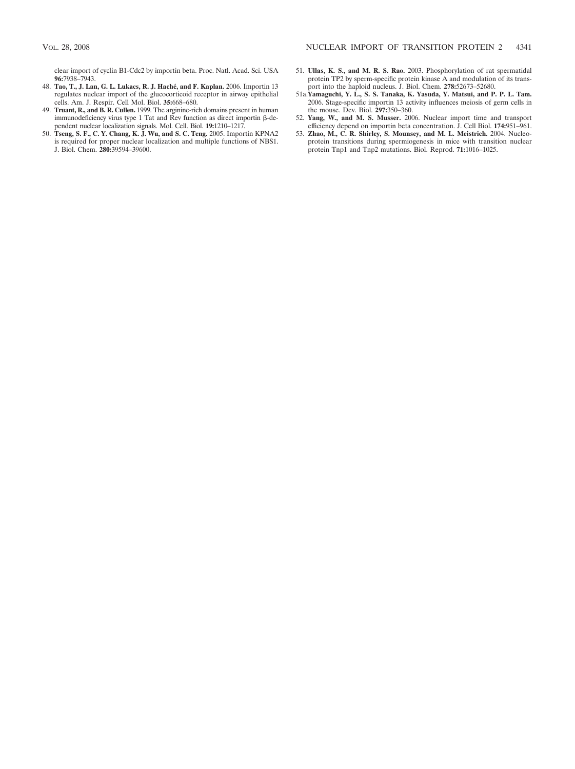clear import of cyclin B1-Cdc2 by importin beta. Proc. Natl. Acad. Sci. USA **96:**7938–7943.

48. **Tao, T., J. Lan, G. L. Lukacs, R. J. Haché, and F. Kaplan.** 2006. Importin 13 regulates nuclear import of the glucocorticoid receptor in airway epithelial cells. Am. J. Respir. Cell Mol. Biol. **35:**668–680.
49. **Truant, R., and B. R. Cullen.** 1999. The arginine-rich domains present in human immunodeficiency virus type 1 Tat and Rev function as direct importin β-dependent nuclear localization signals. Mol. Cell. Biol. **19:**1210–1217.
50. **Tseng, S. F., C. Y. Chang, K. J. Wu, and S. C. Teng.** 2005. Importin KPNA2 is required for proper nuclear localization and multiple functions of NBS1. J. Biol. Chem. **280:**39594–39600.
51. **Ullas, K. S., and M. R. S. Rao.** 2003. Phosphorylation of rat spermatidal protein TP2 by sperm-specific protein kinase A and modulation of its transport into the haploid nucleus. J. Biol. Chem. **278:**52673–52680.

51a. **Yamaguchi, Y. L., S. S. Tanaka, K. Yasuda, Y. Matsui, and P. P. L. Tam.** 2006. Stage-specific importin 13 activity influences meiosis of germ cells in the mouse. Dev. Biol. **297:**350–360.

52. **Yang, W., and M. S. Musser.** 2006. Nuclear import time and transport efficiency depend on importin beta concentration. J. Cell Biol. **174:**951–961.
53. **Zhao, M., C. R. Shirley, S. Mounsey, and M. L. Meistrich.** 2004. Nucleoprotein transitions during spermiogenesis in mice with transition nuclear protein Tnp1 and Tnp2 mutations. Biol. Reprod. **71:**1016–1025.